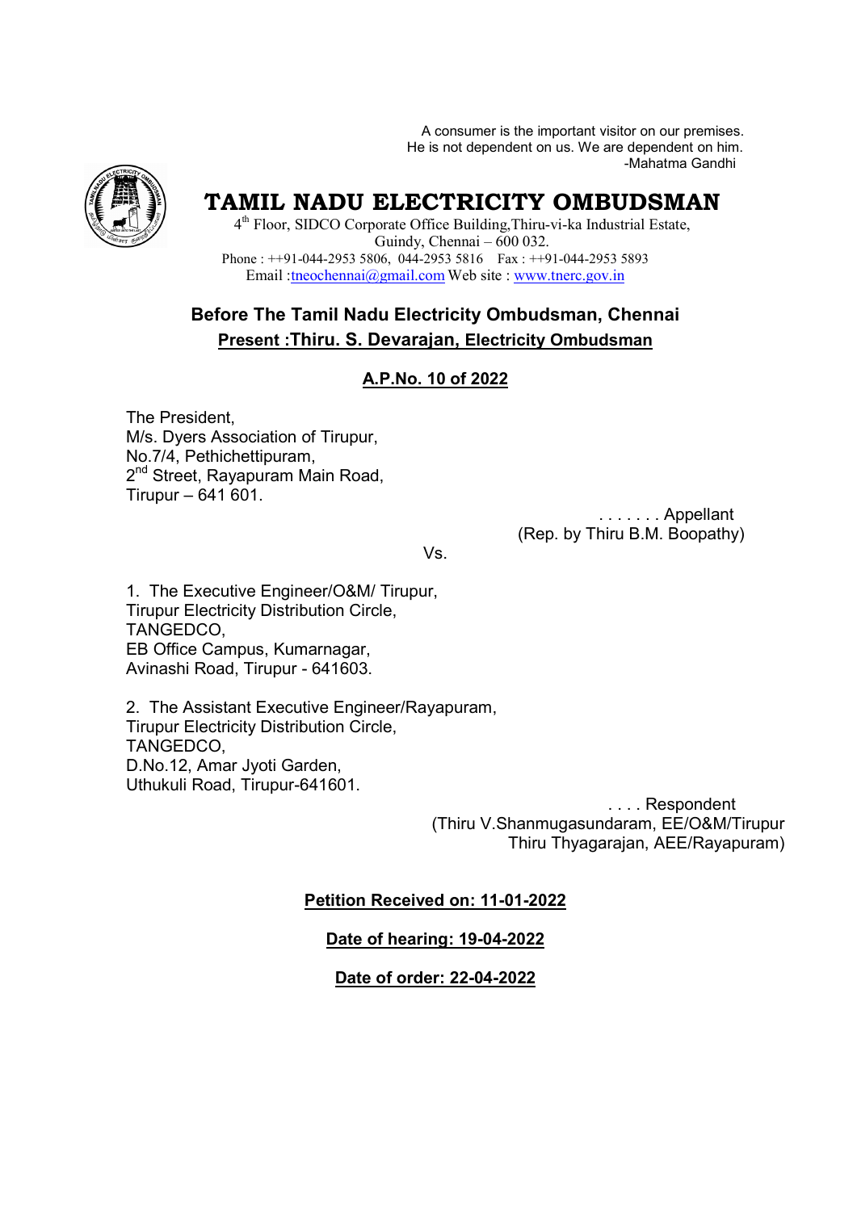A consumer is the important visitor on our premises.
He is not dependent on us. We are dependent on him.
-Mahatma Gandhi

# TAMIL NADU ELECTRICITY OMBUDSMAN

4th Floor, SIDCO Corporate Office Building,Thiru-vi-ka Industrial Estate,
Guindy, Chennai – 600 032.
Phone : ++91-044-2953 5806, 044-2953 5816 Fax : ++91-044-2953 5893
Email :tneochennai@gmail.com Web site : www.tnerc.gov.in

## Before The Tamil Nadu Electricity Ombudsman, Chennai

**Present :Thiru. S. Devarajan, Electricity Ombudsman**

**A.P.No. 10 of 2022**

The President,
M/s. Dyers Association of Tirupur,
No.7/4, Pethichettipuram,
2nd Street, Rayapuram Main Road,
Tirupur – 641 601.

. . . . . . . Appellant
(Rep. by Thiru B.M. Boopathy)

Vs.

1. The Executive Engineer/O&M/ Tirupur,
Tirupur Electricity Distribution Circle,
TANGEDCO,
EB Office Campus, Kumarnagar,
Avinashi Road, Tirupur - 641603.

2. The Assistant Executive Engineer/Rayapuram,
Tirupur Electricity Distribution Circle,
TANGEDCO,
D.No.12, Amar Jyoti Garden,
Uthukuli Road, Tirupur-641601.

. . . . Respondent
(Thiru V.Shanmugasundaram, EE/O&M/Tirupur
Thiru Thyagarajan, AEE/Rayapuram)

**Petition Received on: 11-01-2022**

**Date of hearing: 19-04-2022**

**Date of order: 22-04-2022**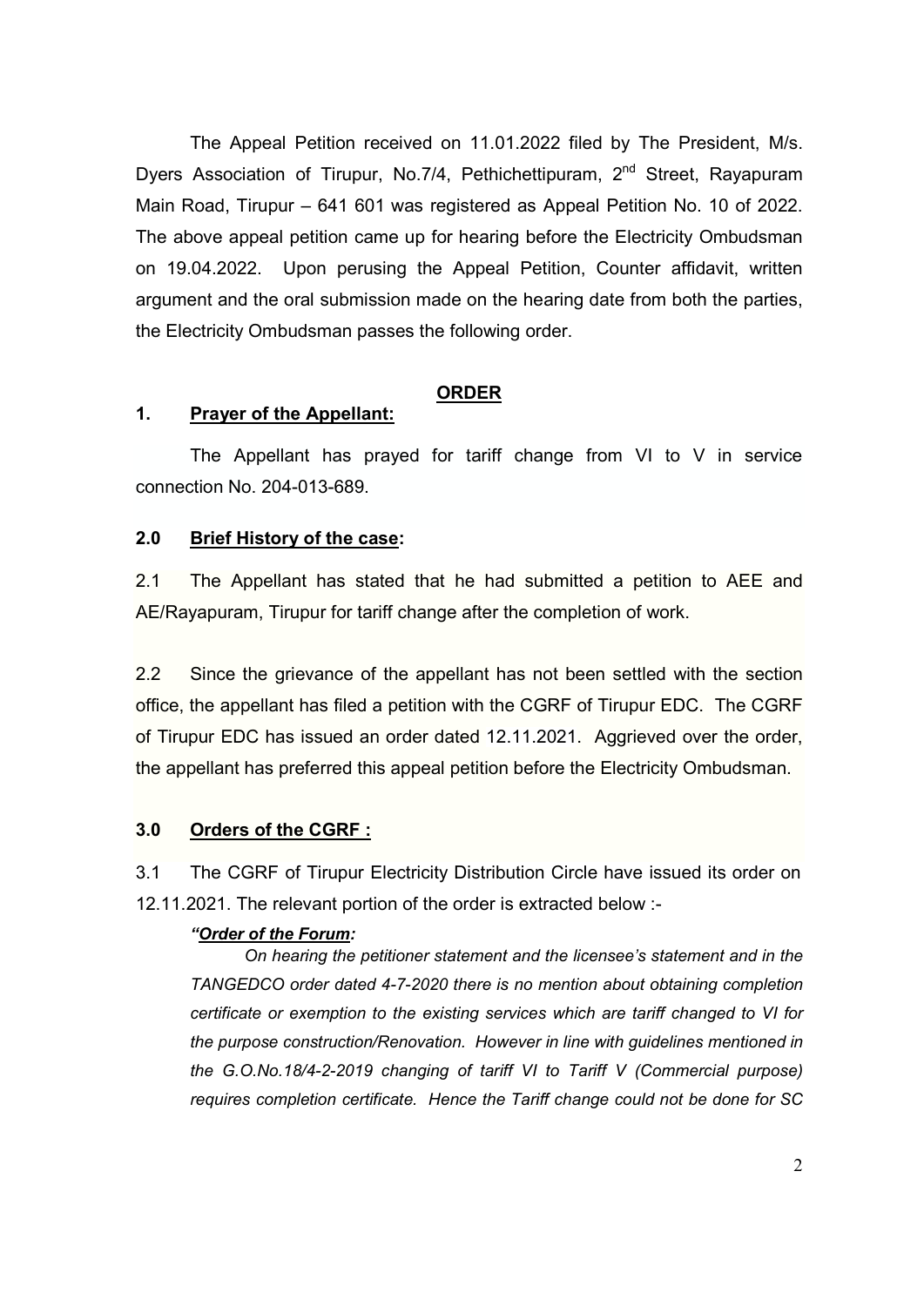The Appeal Petition received on 11.01.2022 filed by The President, M/s. Dyers Association of Tirupur, No.7/4, Pethichettipuram, 2nd Street, Rayapuram Main Road, Tirupur – 641 601 was registered as Appeal Petition No. 10 of 2022. The above appeal petition came up for hearing before the Electricity Ombudsman on 19.04.2022. Upon perusing the Appeal Petition, Counter affidavit, written argument and the oral submission made on the hearing date from both the parties, the Electricity Ombudsman passes the following order.

## ORDER

**1. Prayer of the Appellant:**

The Appellant has prayed for tariff change from VI to V in service connection No. 204-013-689.

**2.0 Brief History of the case:**

2.1 The Appellant has stated that he had submitted a petition to AEE and AE/Rayapuram, Tirupur for tariff change after the completion of work.

2.2 Since the grievance of the appellant has not been settled with the section office, the appellant has filed a petition with the CGRF of Tirupur EDC. The CGRF of Tirupur EDC has issued an order dated 12.11.2021. Aggrieved over the order, the appellant has preferred this appeal petition before the Electricity Ombudsman.

**3.0 Orders of the CGRF :**

3.1 The CGRF of Tirupur Electricity Distribution Circle have issued its order on 12.11.2021. The relevant portion of the order is extracted below :-

*"Order of the Forum:*

*On hearing the petitioner statement and the licensee's statement and in the TANGEDCO order dated 4-7-2020 there is no mention about obtaining completion certificate or exemption to the existing services which are tariff changed to VI for the purpose construction/Renovation. However in line with guidelines mentioned in the G.O.No.18/4-2-2019 changing of tariff VI to Tariff V (Commercial purpose) requires completion certificate. Hence the Tariff change could not be done for SC*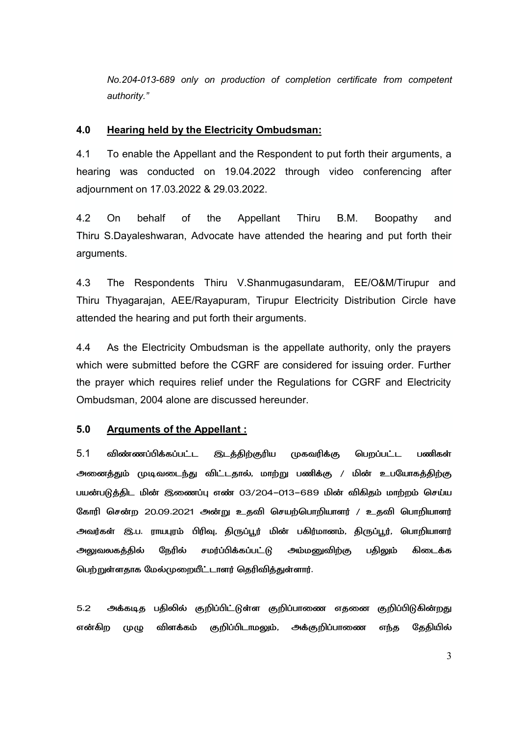*No.204-013-689 only on production of completion certificate from competent authority."*

## 4.0 Hearing held by the Electricity Ombudsman:

4.1 To enable the Appellant and the Respondent to put forth their arguments, a hearing was conducted on 19.04.2022 through video conferencing after adjournment on 17.03.2022 & 29.03.2022.

4.2 On behalf of the Appellant Thiru B.M. Boopathy and Thiru S.Dayaleshwaran, Advocate have attended the hearing and put forth their arguments.

4.3 The Respondents Thiru V.Shanmugasundaram, EE/O&M/Tirupur and Thiru Thyagarajan, AEE/Rayapuram, Tirupur Electricity Distribution Circle have attended the hearing and put forth their arguments.

4.4 As the Electricity Ombudsman is the appellate authority, only the prayers which were submitted before the CGRF are considered for issuing order. Further the prayer which requires relief under the Regulations for CGRF and Electricity Ombudsman, 2004 alone are discussed hereunder.

## 5.0 Arguments of the Appellant :

5.1 விண்ணப்பிக்கப்பட்ட இடத்திற்குரிய முகவரிக்கு பெறப்பட்ட பணிகள் அனைத்தும் முடிவடைந்து விட்டதால், மாற்று பணிக்கு / மின் உபயோகத்திற்கு பயன்படுத்திட மின் இணைப்பு எண் 03/204-013-689 மின் விகிதம் மாற்றம் செய்ய கோரி சென்ற 20.09.2021 அன்று உதவி செயற்பொறியாளர் / உதவி பொறியாளர் அவர்கள் இ.ப. ராயபுரம் பிரிவு, திருப்பூர் மின் பகிர்மானம், திருப்பூர், பொறியாளர் அலுவலகத்தில் நேரில் சமர்ப்பிக்கப்பட்டு அம்மனுவிற்கு பதிலும் கிடைக்க பெற்றுள்ளதாக மேல்முறையீட்டாளர் தெரிவித்துள்ளார்.

5.2 அக்கடித பதிலில் குறிப்பிட்டுள்ள குறிப்பாணை எதனை குறிப்பிடுகின்றது என்கிற முழு விளக்கம் குறிப்பிடாமலும், அக்குறிப்பாணை எந்த தேதியில்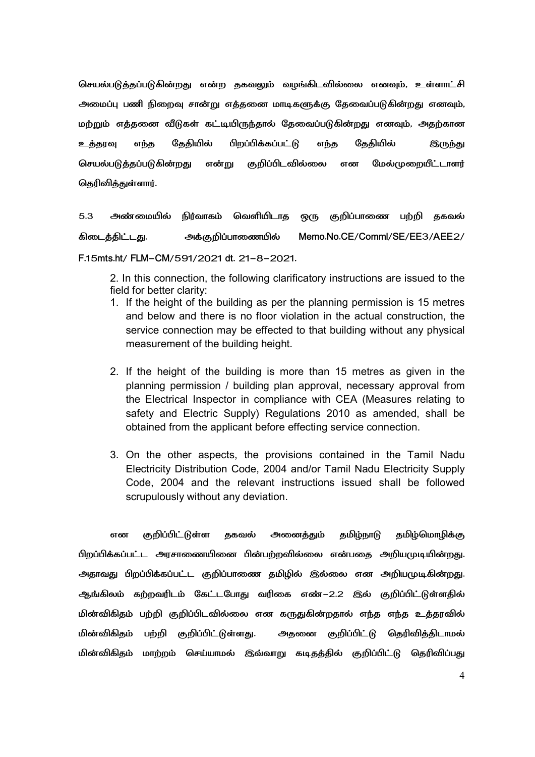செயல்படுத்தப்படுகின்றது என்ற தகவலும் வழங்கிடவில்லை எனவும், உள்ளாட்சி அமைப்பு பணி நிறைவு சான்று எத்தனை மாடிகளுக்கு தேவைப்படுகின்றது எனவும், மற்றும் எத்தனை வீடுகள் கட்டியிருந்தால் தேவைப்படுகின்றது எனவும், அதற்கான உத்தரவு எந்த தேதியில் பிறப்பிக்கப்பட்டு எந்த தேதியில் இருந்து செயல்படுத்தப்படுகின்றது என்று குறிப்பிடவில்லை என மேல்முறையீட்டாளர் தெரிவித்துள்ளார்.

5.3 அண்மையில் நிர்வாகம் வெளியிடாத ஒரு குறிப்பாணை பற்றி தகவல் கிடைத்திட்டது. அக்குறிப்பாணையில் Memo.No.CE/Comml/SE/EE3/AEE2/ F.15mts.ht/ FLM-CM/591/2021 dt. 21-8-2021.

> 2. In this connection, the following clarificatory instructions are issued to the field for better clarity:
>
> 1. If the height of the building as per the planning permission is 15 metres and below and there is no floor violation in the actual construction, the service connection may be effected to that building without any physical measurement of the building height.
>
> 2. If the height of the building is more than 15 metres as given in the planning permission / building plan approval, necessary approval from the Electrical Inspector in compliance with CEA (Measures relating to safety and Electric Supply) Regulations 2010 as amended, shall be obtained from the applicant before effecting service connection.
>
> 3. On the other aspects, the provisions contained in the Tamil Nadu Electricity Distribution Code, 2004 and/or Tamil Nadu Electricity Supply Code, 2004 and the relevant instructions issued shall be followed scrupulously without any deviation.

என குறிப்பிட்டுள்ள தகவல் அனைத்தும் தமிழ்நாடு தமிழ்மொழிக்கு பிறப்பிக்கப்பட்ட அரசாணையினை பின்பற்றவில்லை என்பதை அறியமுடியின்றது. அதாவது பிறப்பிக்கப்பட்ட குறிப்பாணை தமிழில் இல்லை என அறியமுடிகின்றது. ஆங்கிலம் கற்றவரிடம் கேட்டபோது வரிகை எண்-2.2 இல் குறிப்பிட்டுள்ளதில் மின்விகிதம் பற்றி குறிப்பிடவில்லை என கருதுகின்றதால் எந்த எந்த உத்தரவில் மின்விகிதம் பற்றி குறிப்பிட்டுள்ளது. அதனை குறிப்பிட்டு தெரிவித்திடாமல் மின்விகிதம் மாற்றம் செய்யாமல் இவ்வாறு கடிதத்தில் குறிப்பிட்டு தெரிவிப்பது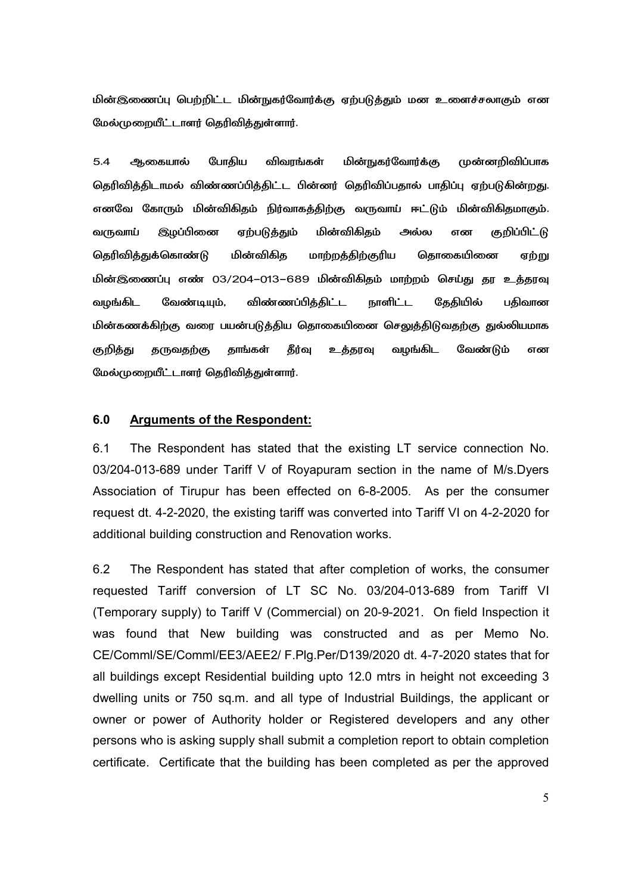மின்இணைப்பு பெற்றிட்ட மின்நுகர்வோர்க்கு ஏற்படுத்தும் மன உளைச்சலாகும் என மேல்முறையீட்டாளர் தெரிவித்துள்ளார்.

5.4 ஆகையால் போதிய விவரங்கள் மின்நுகர்வோர்க்கு முன்னறிவிப்பாக தெரிவித்திடாமல் விண்ணப்பித்திட்ட பின்னர் தெரிவிப்பதால் பாதிப்பு ஏற்படுகின்றது. எனவே கோரும் மின்விகிதம் நிர்வாகத்திற்கு வருவாய் ஈட்டும் மின்விகிதமாகும். வருவாய் இழப்பினை ஏற்படுத்தும் மின்விகிதம் அல்ல என குறிப்பிட்டு தெரிவித்துக்கொண்டு மின்விகித மாற்றத்திற்குரிய தொகையினை ஏற்று மின்இணைப்பு எண் 03/204-013-689 மின்விகிதம் மாற்றம் செய்து தர உத்தரவு வழங்கிட வேண்டியும், விண்ணப்பித்திட்ட நாளிட்ட தேதியில் பதிவான மின்கணக்கிற்கு வரை பயன்படுத்திய தொகையினை செலுத்திடுவதற்கு துல்லியமாக குறித்து தருவதற்கு தாங்கள் தீர்வு உத்தரவு வழங்கிட வேண்டும் என மேல்முறையீட்டாளர் தெரிவித்துள்ளார்.

## 6.0 Arguments of the Respondent:

6.1 The Respondent has stated that the existing LT service connection No. 03/204-013-689 under Tariff V of Royapuram section in the name of M/s.Dyers Association of Tirupur has been effected on 6-8-2005. As per the consumer request dt. 4-2-2020, the existing tariff was converted into Tariff VI on 4-2-2020 for additional building construction and Renovation works.

6.2 The Respondent has stated that after completion of works, the consumer requested Tariff conversion of LT SC No. 03/204-013-689 from Tariff VI (Temporary supply) to Tariff V (Commercial) on 20-9-2021. On field Inspection it was found that New building was constructed and as per Memo No. CE/Comml/SE/Comml/EE3/AEE2/ F.Plg.Per/D139/2020 dt. 4-7-2020 states that for all buildings except Residential building upto 12.0 mtrs in height not exceeding 3 dwelling units or 750 sq.m. and all type of Industrial Buildings, the applicant or owner or power of Authority holder or Registered developers and any other persons who is asking supply shall submit a completion report to obtain completion certificate. Certificate that the building has been completed as per the approved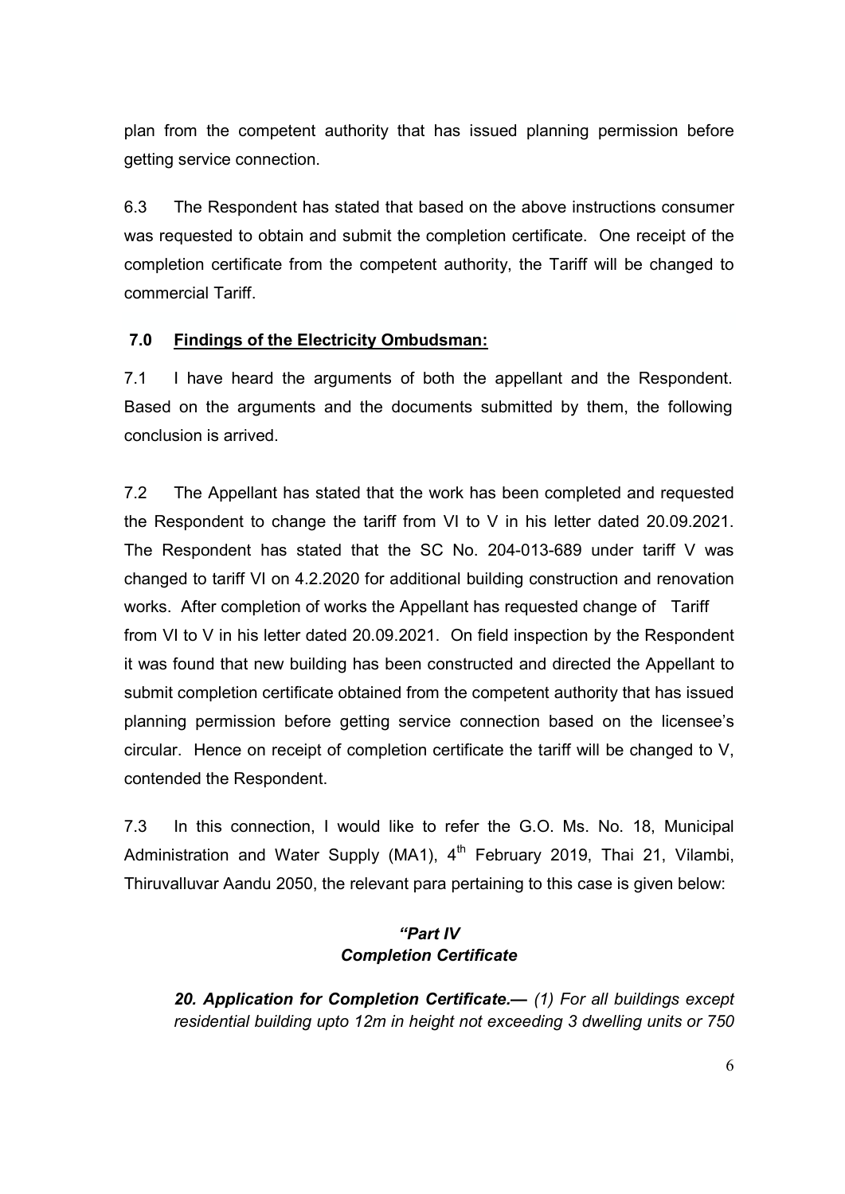plan from the competent authority that has issued planning permission before getting service connection.

6.3 The Respondent has stated that based on the above instructions consumer was requested to obtain and submit the completion certificate. One receipt of the completion certificate from the competent authority, the Tariff will be changed to commercial Tariff.

## 7.0 Findings of the Electricity Ombudsman:

7.1 I have heard the arguments of both the appellant and the Respondent. Based on the arguments and the documents submitted by them, the following conclusion is arrived.

7.2 The Appellant has stated that the work has been completed and requested the Respondent to change the tariff from VI to V in his letter dated 20.09.2021. The Respondent has stated that the SC No. 204-013-689 under tariff V was changed to tariff VI on 4.2.2020 for additional building construction and renovation works. After completion of works the Appellant has requested change of Tariff from VI to V in his letter dated 20.09.2021. On field inspection by the Respondent it was found that new building has been constructed and directed the Appellant to submit completion certificate obtained from the competent authority that has issued planning permission before getting service connection based on the licensee's circular. Hence on receipt of completion certificate the tariff will be changed to V, contended the Respondent.

7.3 In this connection, I would like to refer the G.O. Ms. No. 18, Municipal Administration and Water Supply (MA1), 4th February 2019, Thai 21, Vilambi, Thiruvalluvar Aandu 2050, the relevant para pertaining to this case is given below:

***"Part IV***
***Completion Certificate***

***20. Application for Completion Certificate.—*** *(1) For all buildings except residential building upto 12m in height not exceeding 3 dwelling units or 750*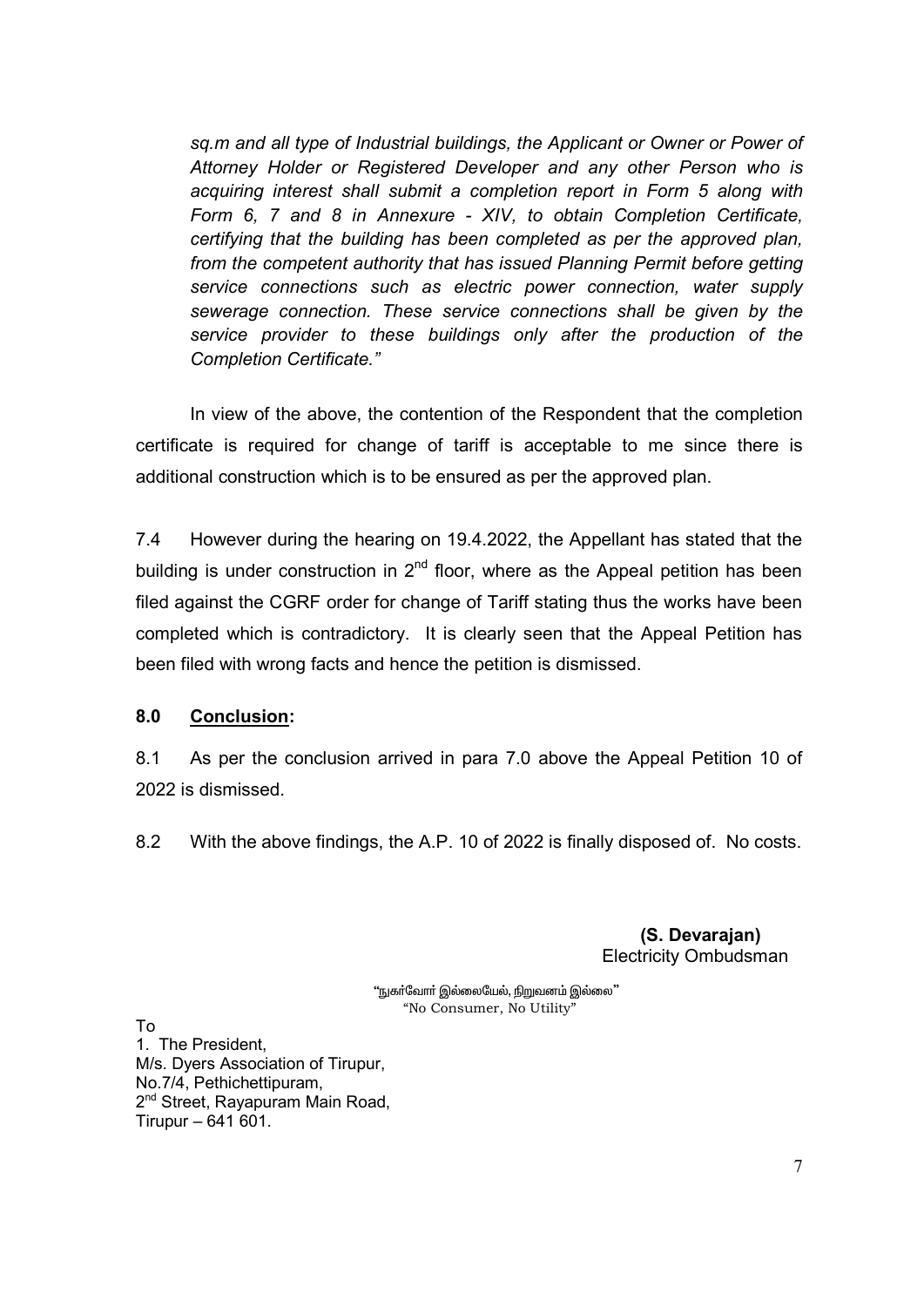*sq.m and all type of Industrial buildings, the Applicant or Owner or Power of Attorney Holder or Registered Developer and any other Person who is acquiring interest shall submit a completion report in Form 5 along with Form 6, 7 and 8 in Annexure - XIV, to obtain Completion Certificate, certifying that the building has been completed as per the approved plan, from the competent authority that has issued Planning Permit before getting service connections such as electric power connection, water supply sewerage connection. These service connections shall be given by the service provider to these buildings only after the production of the Completion Certificate."*

In view of the above, the contention of the Respondent that the completion certificate is required for change of tariff is acceptable to me since there is additional construction which is to be ensured as per the approved plan.

7.4 However during the hearing on 19.4.2022, the Appellant has stated that the building is under construction in 2nd floor, where as the Appeal petition has been filed against the CGRF order for change of Tariff stating thus the works have been completed which is contradictory. It is clearly seen that the Appeal Petition has been filed with wrong facts and hence the petition is dismissed.

**8.0 Conclusion:**

8.1 As per the conclusion arrived in para 7.0 above the Appeal Petition 10 of 2022 is dismissed.

8.2 With the above findings, the A.P. 10 of 2022 is finally disposed of. No costs.

**(S. Devarajan)**
Electricity Ombudsman

"நுகர்வோர் இல்லையேல், நிறுவனம் இல்லை"
"No Consumer, No Utility"

To
1. The President,
M/s. Dyers Association of Tirupur,
No.7/4, Pethichettipuram,
2nd Street, Rayapuram Main Road,
Tirupur – 641 601.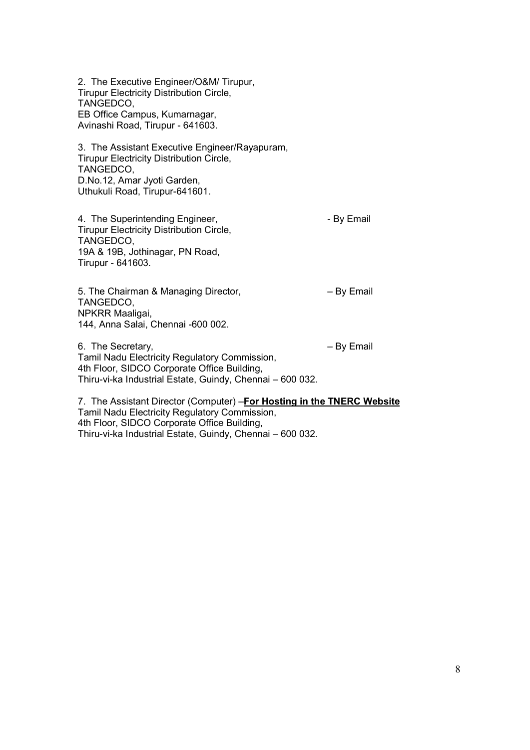2. The Executive Engineer/O&M/ Tirupur,
Tirupur Electricity Distribution Circle,
TANGEDCO,
EB Office Campus, Kumarnagar,
Avinashi Road, Tirupur - 641603.

3. The Assistant Executive Engineer/Rayapuram,
Tirupur Electricity Distribution Circle,
TANGEDCO,
D.No.12, Amar Jyoti Garden,
Uthukuli Road, Tirupur-641601.

4. The Superintending Engineer, - By Email
Tirupur Electricity Distribution Circle,
TANGEDCO,
19A & 19B, Jothinagar, PN Road,
Tirupur - 641603.

5. The Chairman & Managing Director, – By Email
TANGEDCO,
NPKRR Maaligai,
144, Anna Salai, Chennai -600 002.

6. The Secretary, – By Email
Tamil Nadu Electricity Regulatory Commission,
4th Floor, SIDCO Corporate Office Building,
Thiru-vi-ka Industrial Estate, Guindy, Chennai – 600 032.

7. The Assistant Director (Computer) –**For Hosting in the TNERC Website**
Tamil Nadu Electricity Regulatory Commission,
4th Floor, SIDCO Corporate Office Building,
Thiru-vi-ka Industrial Estate, Guindy, Chennai – 600 032.